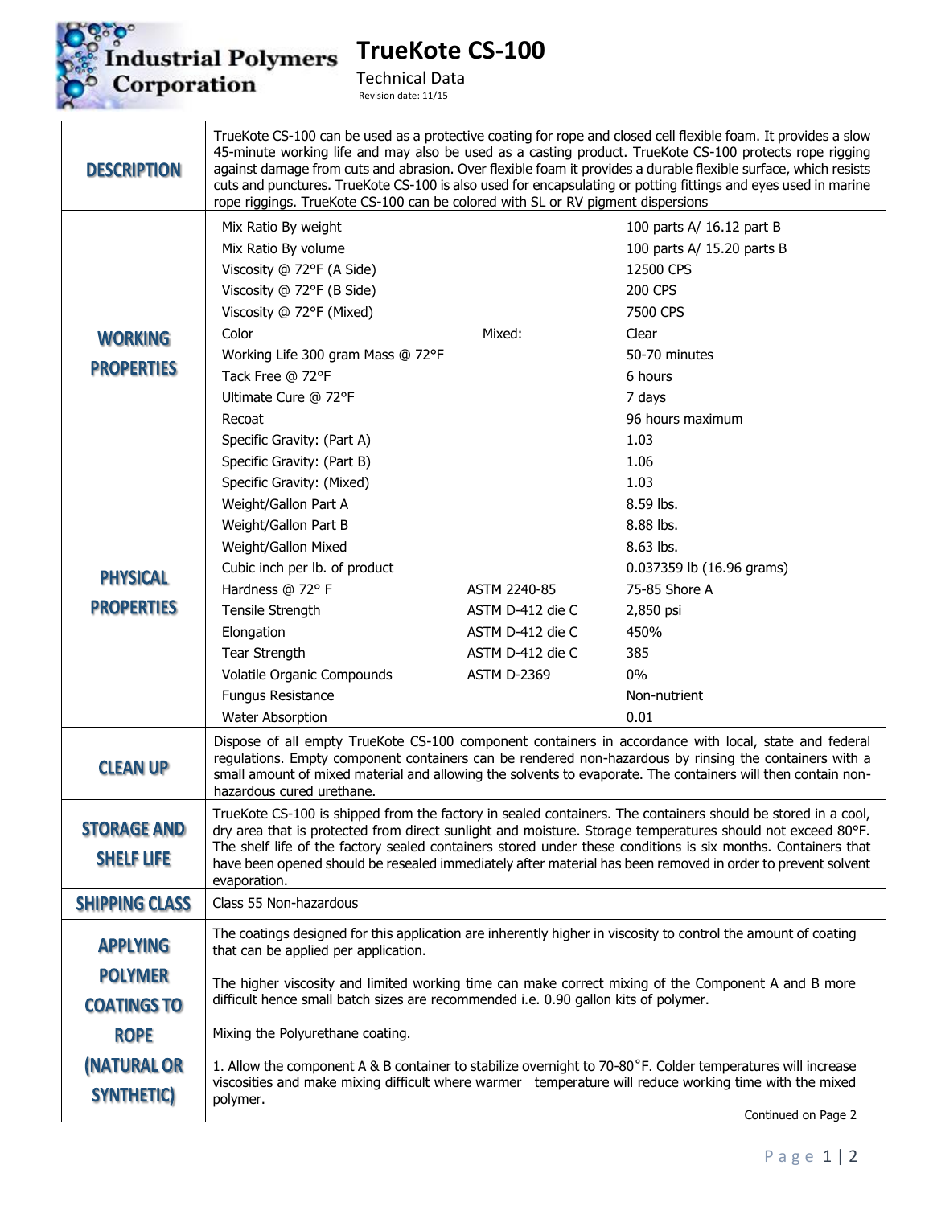# TrueKote CS-100

Technical Data

Revision date: 11/15

## DESCRIPTION

TrueKote CS-100 can be used as a protective coating for rope and closed cell flexible foam. It provides a slow 45-minute working life and may also be used as a casting product. TrueKote CS-100 protects rope rigging against damage from cuts and abrasion. Over flexible foam it provides a durable flexible surface, which resists cuts and punctures. TrueKote CS-100 is also used for encapsulating or potting fittings and eyes used in marine rope riggings. TrueKote CS-100 can be colored with SL or RV pigment dispersions

## WORKING PROPERTIES

| Property | | Value |
|---|---|---|
| Mix Ratio By weight | | 100 parts A/ 16.12 part B |
| Mix Ratio By volume | | 100 parts A/ 15.20 parts B |
| Viscosity @ 72°F (A Side) | | 12500 CPS |
| Viscosity @ 72°F (B Side) | | 200 CPS |
| Viscosity @ 72°F (Mixed) | | 7500 CPS |
| Color | Mixed: | Clear |
| Working Life 300 gram Mass @ 72°F | | 50-70 minutes |
| Tack Free @ 72°F | | 6 hours |
| Ultimate Cure @ 72°F | | 7 days |
| Recoat | | 96 hours maximum |

## PHYSICAL PROPERTIES

| Property | Test Method | Value |
|---|---|---|
| Specific Gravity: (Part A) | | 1.03 |
| Specific Gravity: (Part B) | | 1.06 |
| Specific Gravity: (Mixed) | | 1.03 |
| Weight/Gallon Part A | | 8.59 lbs. |
| Weight/Gallon Part B | | 8.88 lbs. |
| Weight/Gallon Mixed | | 8.63 lbs. |
| Cubic inch per lb. of product | | 0.037359 lb (16.96 grams) |
| Hardness @ 72° F | ASTM 2240-85 | 75-85 Shore A |
| Tensile Strength | ASTM D-412 die C | 2,850 psi |
| Elongation | ASTM D-412 die C | 450% |
| Tear Strength | ASTM D-412 die C | 385 |
| Volatile Organic Compounds | ASTM D-2369 | 0% |
| Fungus Resistance | | Non-nutrient |
| Water Absorption | | 0.01 |

## CLEAN UP

Dispose of all empty TrueKote CS-100 component containers in accordance with local, state and federal regulations. Empty component containers can be rendered non-hazardous by rinsing the containers with a small amount of mixed material and allowing the solvents to evaporate. The containers will then contain non-hazardous cured urethane.

## STORAGE AND SHELF LIFE

TrueKote CS-100 is shipped from the factory in sealed containers. The containers should be stored in a cool, dry area that is protected from direct sunlight and moisture. Storage temperatures should not exceed 80°F. The shelf life of the factory sealed containers stored under these conditions is six months. Containers that have been opened should be resealed immediately after material has been removed in order to prevent solvent evaporation.

## SHIPPING CLASS

Class 55 Non-hazardous

## APPLYING POLYMER COATINGS TO ROPE (NATURAL OR SYNTHETIC)

The coatings designed for this application are inherently higher in viscosity to control the amount of coating that can be applied per application.

The higher viscosity and limited working time can make correct mixing of the Component A and B more difficult hence small batch sizes are recommended i.e. 0.90 gallon kits of polymer.

Mixing the Polyurethane coating.

1. Allow the component A & B container to stabilize overnight to 70-80˚F. Colder temperatures will increase viscosities and make mixing difficult where warmer temperature will reduce working time with the mixed polymer.

Continued on Page 2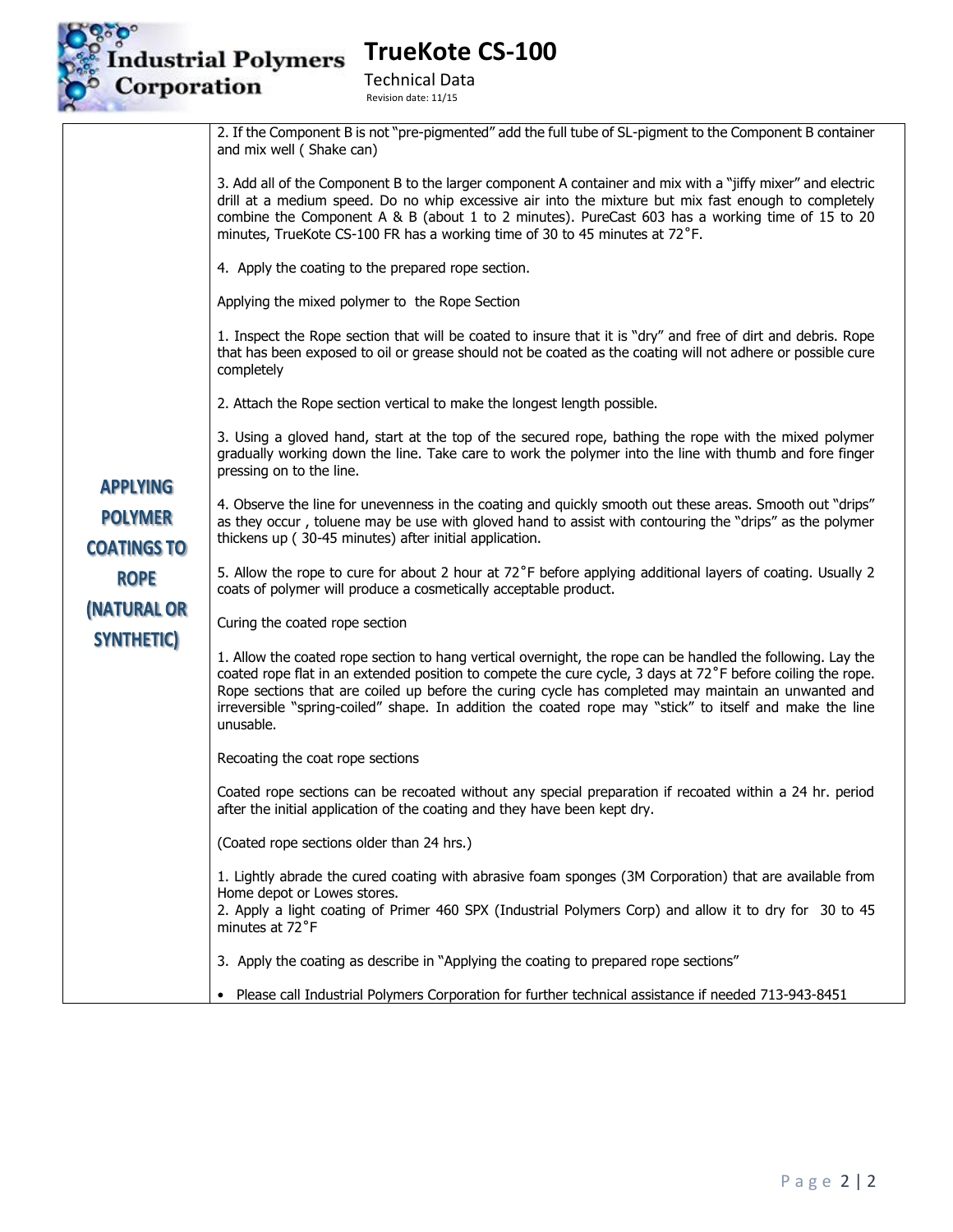## APPLYING POLYMER COATINGS TO ROPE (NATURAL OR SYNTHETIC)

2. If the Component B is not "pre-pigmented" add the full tube of SL-pigment to the Component B container and mix well ( Shake can)

3. Add all of the Component B to the larger component A container and mix with a "jiffy mixer" and electric drill at a medium speed. Do no whip excessive air into the mixture but mix fast enough to completely combine the Component A & B (about 1 to 2 minutes). PureCast 603 has a working time of 15 to 20 minutes, TrueKote CS-100 FR has a working time of 30 to 45 minutes at 72˚F.

4. Apply the coating to the prepared rope section.

Applying the mixed polymer to the Rope Section

1. Inspect the Rope section that will be coated to insure that it is "dry" and free of dirt and debris. Rope that has been exposed to oil or grease should not be coated as the coating will not adhere or possible cure completely

2. Attach the Rope section vertical to make the longest length possible.

3. Using a gloved hand, start at the top of the secured rope, bathing the rope with the mixed polymer gradually working down the line. Take care to work the polymer into the line with thumb and fore finger pressing on to the line.

4. Observe the line for unevenness in the coating and quickly smooth out these areas. Smooth out "drips" as they occur , toluene may be use with gloved hand to assist with contouring the "drips" as the polymer thickens up ( 30-45 minutes) after initial application.

5. Allow the rope to cure for about 2 hour at 72˚F before applying additional layers of coating. Usually 2 coats of polymer will produce a cosmetically acceptable product.

Curing the coated rope section

1. Allow the coated rope section to hang vertical overnight, the rope can be handled the following. Lay the coated rope flat in an extended position to compete the cure cycle, 3 days at 72˚F before coiling the rope. Rope sections that are coiled up before the curing cycle has completed may maintain an unwanted and irreversible "spring-coiled" shape. In addition the coated rope may "stick" to itself and make the line unusable.

Recoating the coat rope sections

Coated rope sections can be recoated without any special preparation if recoated within a 24 hr. period after the initial application of the coating and they have been kept dry.

(Coated rope sections older than 24 hrs.)

1. Lightly abrade the cured coating with abrasive foam sponges (3M Corporation) that are available from Home depot or Lowes stores.
2. Apply a light coating of Primer 460 SPX (Industrial Polymers Corp) and allow it to dry for 30 to 45 minutes at 72˚F

3. Apply the coating as describe in "Applying the coating to prepared rope sections"

- Please call Industrial Polymers Corporation for further technical assistance if needed 713-943-8451